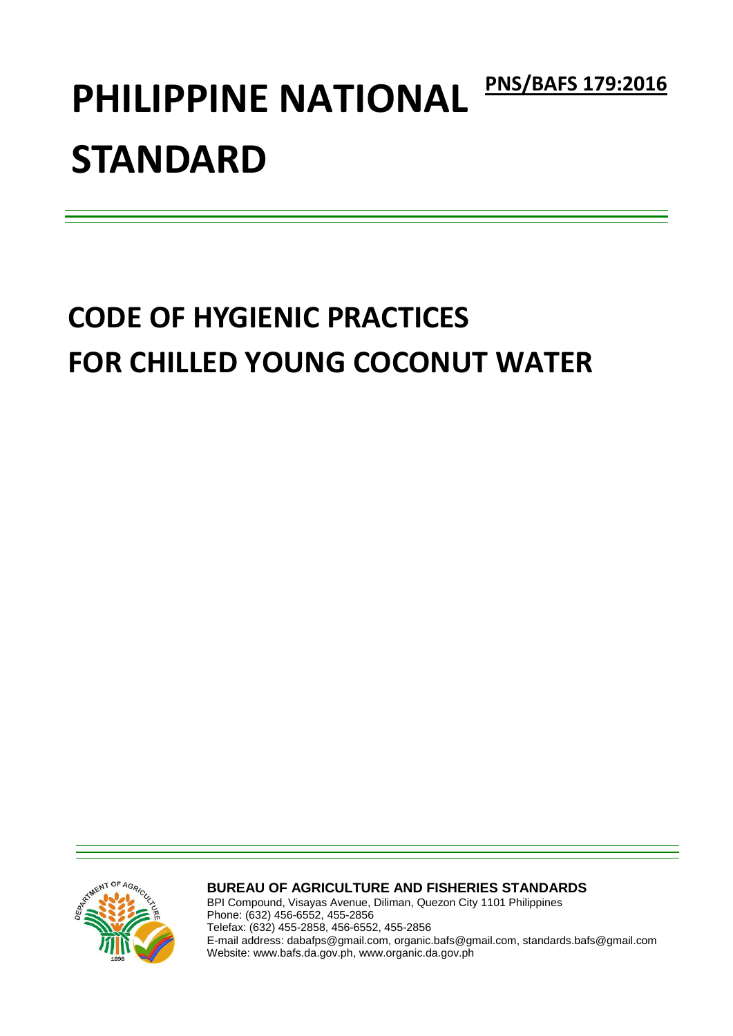**PNS/BAFS 179:2016**

# PHILIPPINE NATIONAL STANDARD

# CODE OF HYGIENIC PRACTICES FOR CHILLED YOUNG COCONUT WATER

**BUREAU OF AGRICULTURE AND FISHERIES STANDARDS**
BPI Compound, Visayas Avenue, Diliman, Quezon City 1101 Philippines
Phone: (632) 456-6552, 455-2856
Telefax: (632) 455-2858, 456-6552, 455-2856
E-mail address: dabafps@gmail.com, organic.bafs@gmail.com, standards.bafs@gmail.com
Website: www.bafs.da.gov.ph, www.organic.da.gov.ph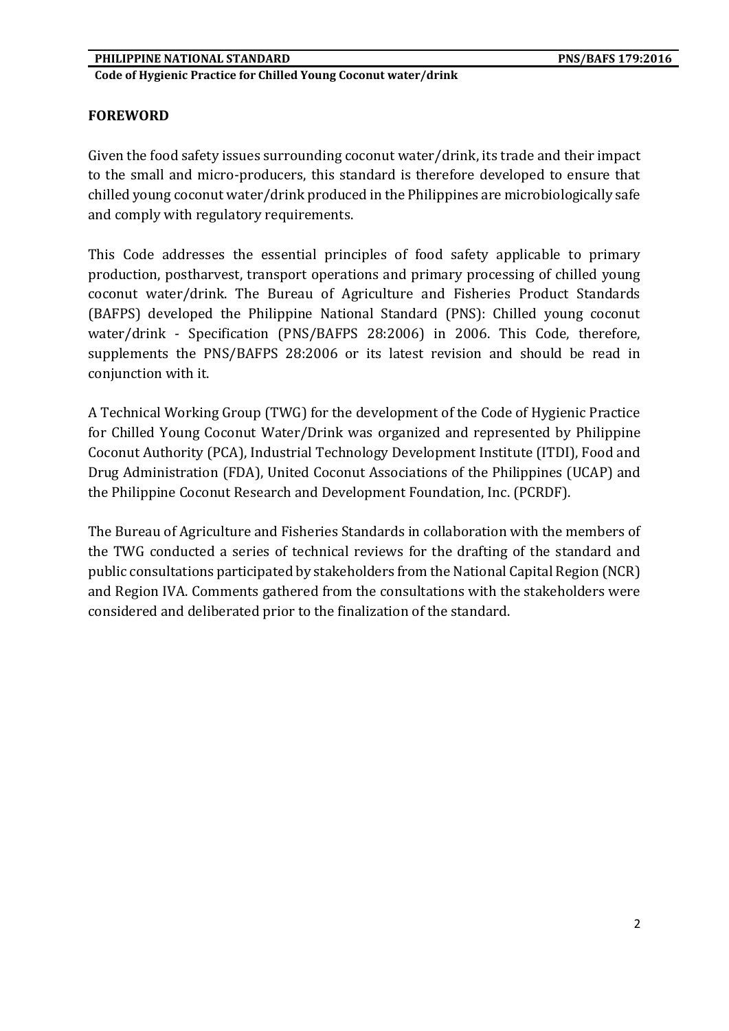## FOREWORD

Given the food safety issues surrounding coconut water/drink, its trade and their impact to the small and micro-producers, this standard is therefore developed to ensure that chilled young coconut water/drink produced in the Philippines are microbiologically safe and comply with regulatory requirements.

This Code addresses the essential principles of food safety applicable to primary production, postharvest, transport operations and primary processing of chilled young coconut water/drink. The Bureau of Agriculture and Fisheries Product Standards (BAFPS) developed the Philippine National Standard (PNS): Chilled young coconut water/drink - Specification (PNS/BAFPS 28:2006) in 2006. This Code, therefore, supplements the PNS/BAFPS 28:2006 or its latest revision and should be read in conjunction with it.

A Technical Working Group (TWG) for the development of the Code of Hygienic Practice for Chilled Young Coconut Water/Drink was organized and represented by Philippine Coconut Authority (PCA), Industrial Technology Development Institute (ITDI), Food and Drug Administration (FDA), United Coconut Associations of the Philippines (UCAP) and the Philippine Coconut Research and Development Foundation, Inc. (PCRDF).

The Bureau of Agriculture and Fisheries Standards in collaboration with the members of the TWG conducted a series of technical reviews for the drafting of the standard and public consultations participated by stakeholders from the National Capital Region (NCR) and Region IVA. Comments gathered from the consultations with the stakeholders were considered and deliberated prior to the finalization of the standard.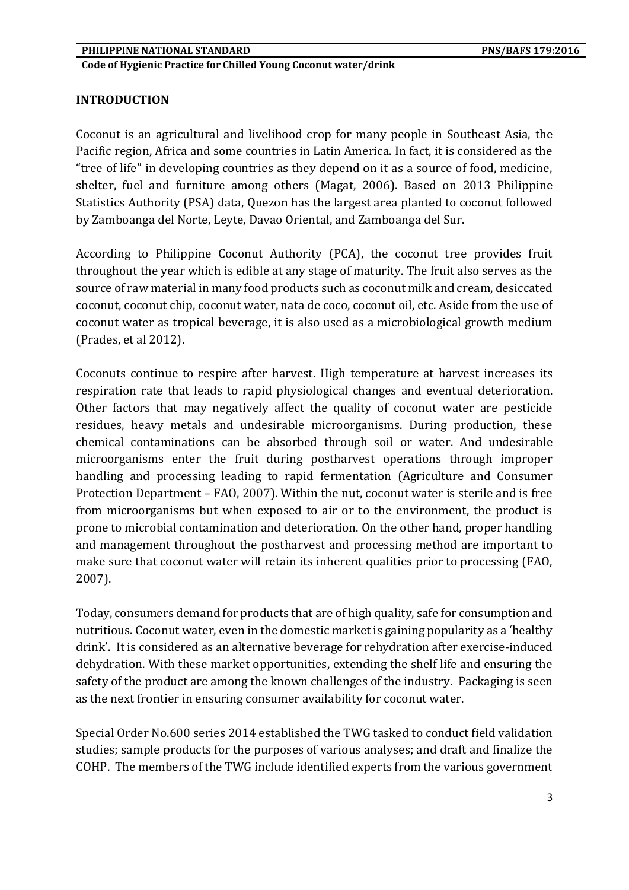## INTRODUCTION

Coconut is an agricultural and livelihood crop for many people in Southeast Asia, the Pacific region, Africa and some countries in Latin America. In fact, it is considered as the "tree of life" in developing countries as they depend on it as a source of food, medicine, shelter, fuel and furniture among others (Magat, 2006). Based on 2013 Philippine Statistics Authority (PSA) data, Quezon has the largest area planted to coconut followed by Zamboanga del Norte, Leyte, Davao Oriental, and Zamboanga del Sur.

According to Philippine Coconut Authority (PCA), the coconut tree provides fruit throughout the year which is edible at any stage of maturity. The fruit also serves as the source of raw material in many food products such as coconut milk and cream, desiccated coconut, coconut chip, coconut water, nata de coco, coconut oil, etc. Aside from the use of coconut water as tropical beverage, it is also used as a microbiological growth medium (Prades, et al 2012).

Coconuts continue to respire after harvest. High temperature at harvest increases its respiration rate that leads to rapid physiological changes and eventual deterioration. Other factors that may negatively affect the quality of coconut water are pesticide residues, heavy metals and undesirable microorganisms. During production, these chemical contaminations can be absorbed through soil or water. And undesirable microorganisms enter the fruit during postharvest operations through improper handling and processing leading to rapid fermentation (Agriculture and Consumer Protection Department – FAO, 2007). Within the nut, coconut water is sterile and is free from microorganisms but when exposed to air or to the environment, the product is prone to microbial contamination and deterioration. On the other hand, proper handling and management throughout the postharvest and processing method are important to make sure that coconut water will retain its inherent qualities prior to processing (FAO, 2007).

Today, consumers demand for products that are of high quality, safe for consumption and nutritious. Coconut water, even in the domestic market is gaining popularity as a 'healthy drink'. It is considered as an alternative beverage for rehydration after exercise-induced dehydration. With these market opportunities, extending the shelf life and ensuring the safety of the product are among the known challenges of the industry. Packaging is seen as the next frontier in ensuring consumer availability for coconut water.

Special Order No.600 series 2014 established the TWG tasked to conduct field validation studies; sample products for the purposes of various analyses; and draft and finalize the COHP. The members of the TWG include identified experts from the various government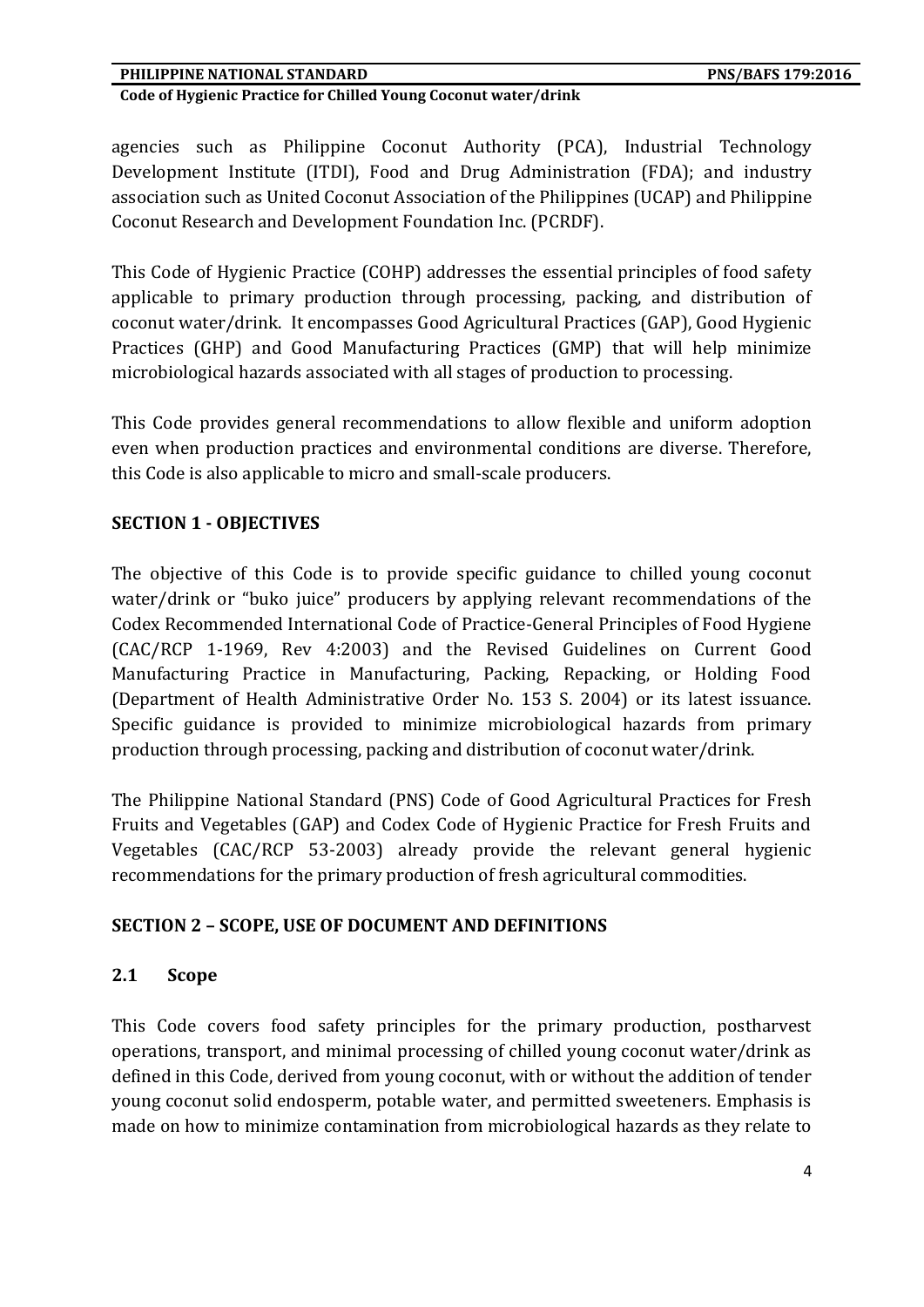agencies such as Philippine Coconut Authority (PCA), Industrial Technology Development Institute (ITDI), Food and Drug Administration (FDA); and industry association such as United Coconut Association of the Philippines (UCAP) and Philippine Coconut Research and Development Foundation Inc. (PCRDF).

This Code of Hygienic Practice (COHP) addresses the essential principles of food safety applicable to primary production through processing, packing, and distribution of coconut water/drink. It encompasses Good Agricultural Practices (GAP), Good Hygienic Practices (GHP) and Good Manufacturing Practices (GMP) that will help minimize microbiological hazards associated with all stages of production to processing.

This Code provides general recommendations to allow flexible and uniform adoption even when production practices and environmental conditions are diverse. Therefore, this Code is also applicable to micro and small-scale producers.

## SECTION 1 - OBJECTIVES

The objective of this Code is to provide specific guidance to chilled young coconut water/drink or "buko juice" producers by applying relevant recommendations of the Codex Recommended International Code of Practice-General Principles of Food Hygiene (CAC/RCP 1-1969, Rev 4:2003) and the Revised Guidelines on Current Good Manufacturing Practice in Manufacturing, Packing, Repacking, or Holding Food (Department of Health Administrative Order No. 153 S. 2004) or its latest issuance. Specific guidance is provided to minimize microbiological hazards from primary production through processing, packing and distribution of coconut water/drink.

The Philippine National Standard (PNS) Code of Good Agricultural Practices for Fresh Fruits and Vegetables (GAP) and Codex Code of Hygienic Practice for Fresh Fruits and Vegetables (CAC/RCP 53-2003) already provide the relevant general hygienic recommendations for the primary production of fresh agricultural commodities.

## SECTION 2 – SCOPE, USE OF DOCUMENT AND DEFINITIONS

### 2.1 Scope

This Code covers food safety principles for the primary production, postharvest operations, transport, and minimal processing of chilled young coconut water/drink as defined in this Code, derived from young coconut, with or without the addition of tender young coconut solid endosperm, potable water, and permitted sweeteners. Emphasis is made on how to minimize contamination from microbiological hazards as they relate to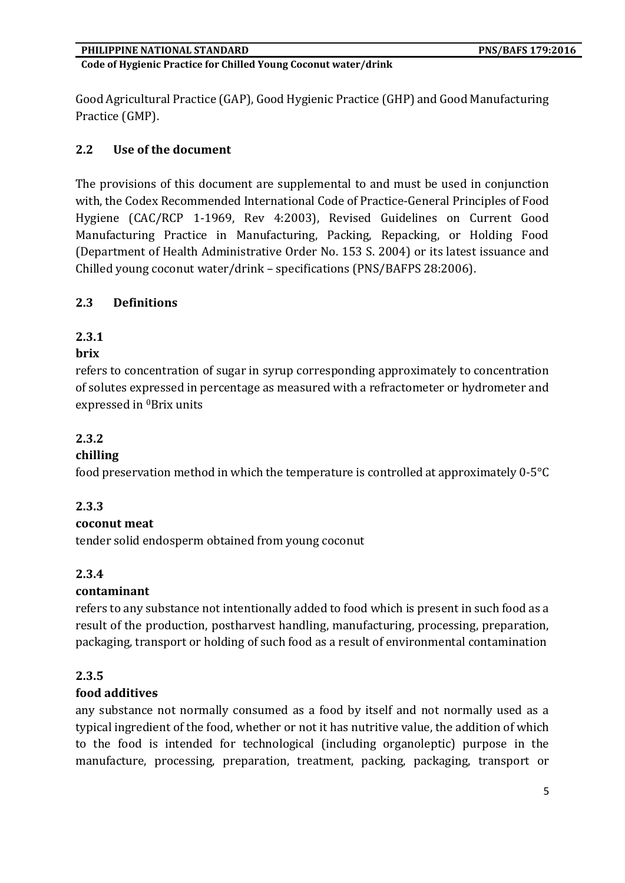Good Agricultural Practice (GAP), Good Hygienic Practice (GHP) and Good Manufacturing Practice (GMP).

## 2.2 Use of the document

The provisions of this document are supplemental to and must be used in conjunction with, the Codex Recommended International Code of Practice-General Principles of Food Hygiene (CAC/RCP 1-1969, Rev 4:2003), Revised Guidelines on Current Good Manufacturing Practice in Manufacturing, Packing, Repacking, or Holding Food (Department of Health Administrative Order No. 153 S. 2004) or its latest issuance and Chilled young coconut water/drink – specifications (PNS/BAFPS 28:2006).

## 2.3 Definitions

### 2.3.1

**brix**

refers to concentration of sugar in syrup corresponding approximately to concentration of solutes expressed in percentage as measured with a refractometer or hydrometer and expressed in $^{0}$Brix units

### 2.3.2

**chilling**

food preservation method in which the temperature is controlled at approximately 0-5°C

### 2.3.3

**coconut meat**

tender solid endosperm obtained from young coconut

### 2.3.4

**contaminant**

refers to any substance not intentionally added to food which is present in such food as a result of the production, postharvest handling, manufacturing, processing, preparation, packaging, transport or holding of such food as a result of environmental contamination

### 2.3.5

**food additives**

any substance not normally consumed as a food by itself and not normally used as a typical ingredient of the food, whether or not it has nutritive value, the addition of which to the food is intended for technological (including organoleptic) purpose in the manufacture, processing, preparation, treatment, packing, packaging, transport or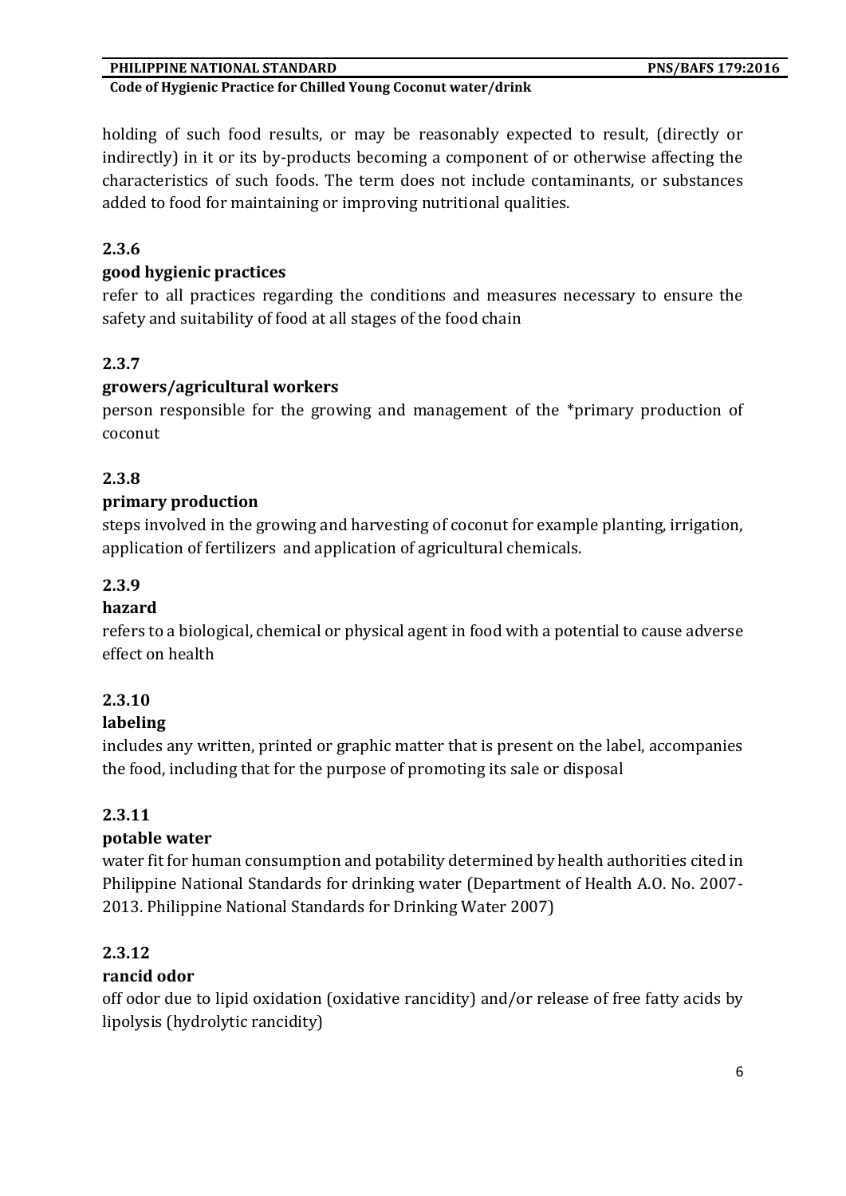holding of such food results, or may be reasonably expected to result, (directly or indirectly) in it or its by-products becoming a component of or otherwise affecting the characteristics of such foods. The term does not include contaminants, or substances added to food for maintaining or improving nutritional qualities.

**2.3.6**

**good hygienic practices**

refer to all practices regarding the conditions and measures necessary to ensure the safety and suitability of food at all stages of the food chain

**2.3.7**

**growers/agricultural workers**

person responsible for the growing and management of the *primary production of coconut

**2.3.8**

**primary production**

steps involved in the growing and harvesting of coconut for example planting, irrigation, application of fertilizers and application of agricultural chemicals.

**2.3.9**

**hazard**

refers to a biological, chemical or physical agent in food with a potential to cause adverse effect on health

**2.3.10**

**labeling**

includes any written, printed or graphic matter that is present on the label, accompanies the food, including that for the purpose of promoting its sale or disposal

**2.3.11**

**potable water**

water fit for human consumption and potability determined by health authorities cited in Philippine National Standards for drinking water (Department of Health A.O. No. 2007-2013. Philippine National Standards for Drinking Water 2007)

**2.3.12**

**rancid odor**

off odor due to lipid oxidation (oxidative rancidity) and/or release of free fatty acids by lipolysis (hydrolytic rancidity)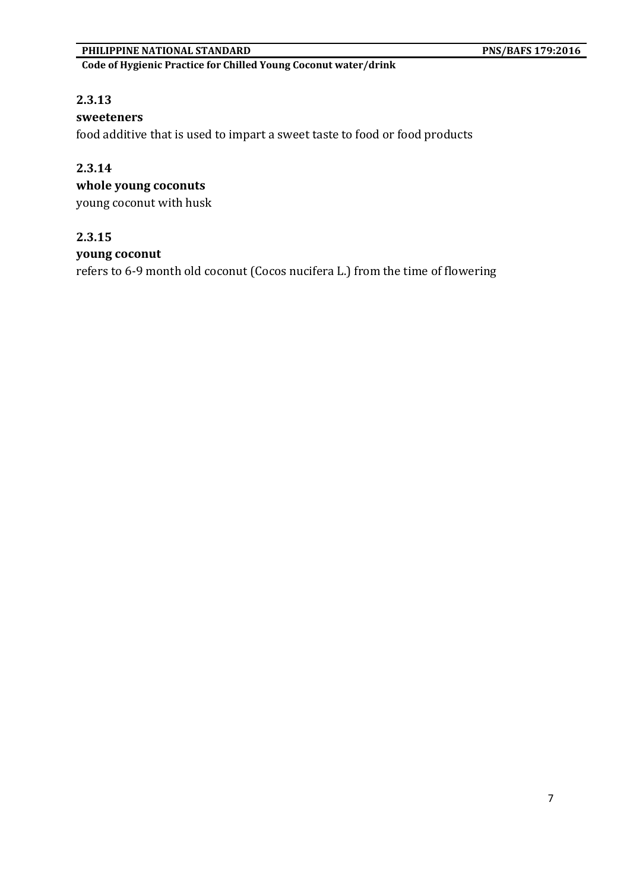**2.3.13**

**sweeteners**

food additive that is used to impart a sweet taste to food or food products

**2.3.14**

**whole young coconuts**

young coconut with husk

**2.3.15**

**young coconut**

refers to 6-9 month old coconut (Cocos nucifera L.) from the time of flowering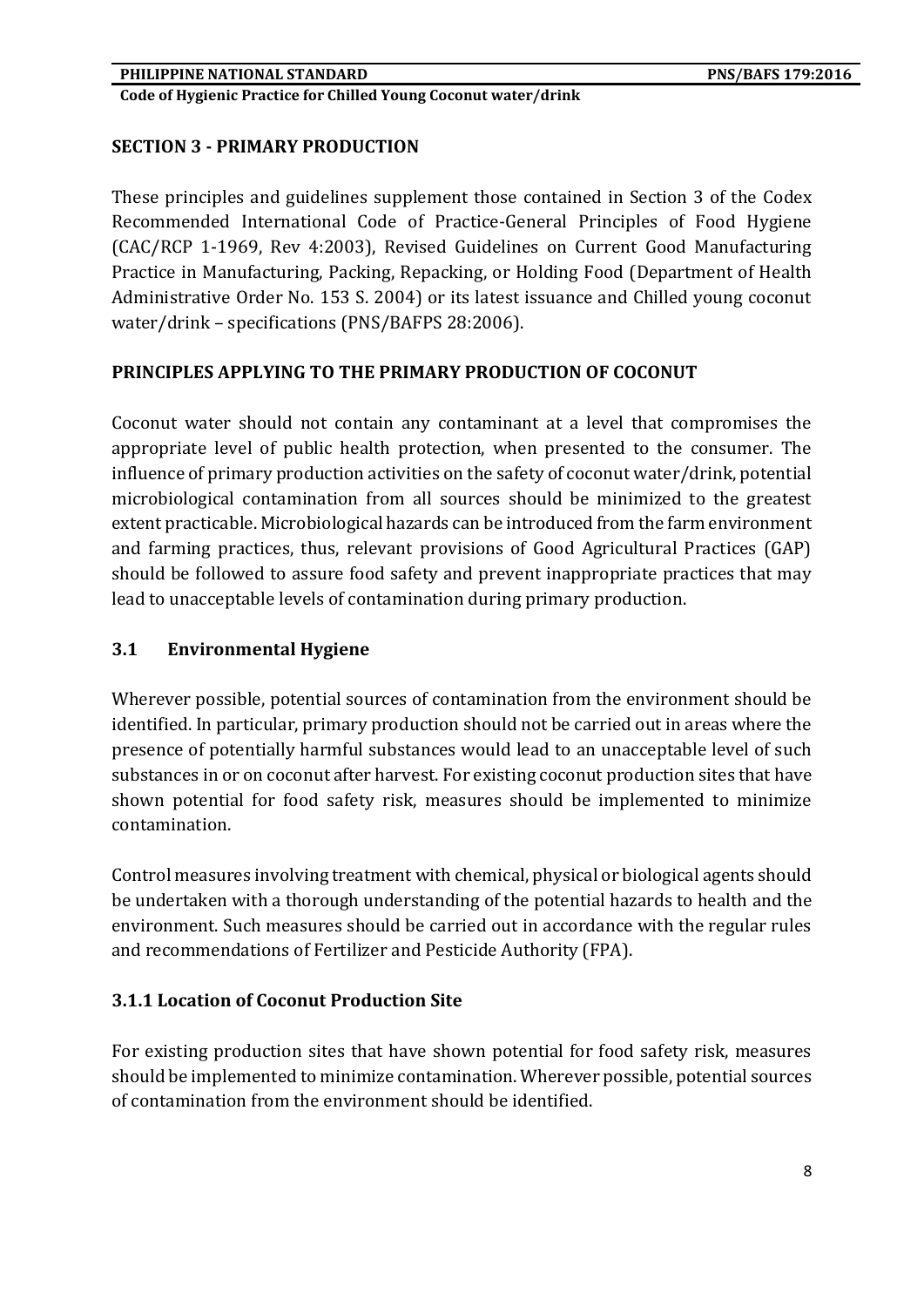## SECTION 3 - PRIMARY PRODUCTION

These principles and guidelines supplement those contained in Section 3 of the Codex Recommended International Code of Practice-General Principles of Food Hygiene (CAC/RCP 1-1969, Rev 4:2003), Revised Guidelines on Current Good Manufacturing Practice in Manufacturing, Packing, Repacking, or Holding Food (Department of Health Administrative Order No. 153 S. 2004) or its latest issuance and Chilled young coconut water/drink – specifications (PNS/BAFPS 28:2006).

## PRINCIPLES APPLYING TO THE PRIMARY PRODUCTION OF COCONUT

Coconut water should not contain any contaminant at a level that compromises the appropriate level of public health protection, when presented to the consumer. The influence of primary production activities on the safety of coconut water/drink, potential microbiological contamination from all sources should be minimized to the greatest extent practicable. Microbiological hazards can be introduced from the farm environment and farming practices, thus, relevant provisions of Good Agricultural Practices (GAP) should be followed to assure food safety and prevent inappropriate practices that may lead to unacceptable levels of contamination during primary production.

### 3.1 Environmental Hygiene

Wherever possible, potential sources of contamination from the environment should be identified. In particular, primary production should not be carried out in areas where the presence of potentially harmful substances would lead to an unacceptable level of such substances in or on coconut after harvest. For existing coconut production sites that have shown potential for food safety risk, measures should be implemented to minimize contamination.

Control measures involving treatment with chemical, physical or biological agents should be undertaken with a thorough understanding of the potential hazards to health and the environment. Such measures should be carried out in accordance with the regular rules and recommendations of Fertilizer and Pesticide Authority (FPA).

#### 3.1.1 Location of Coconut Production Site

For existing production sites that have shown potential for food safety risk, measures should be implemented to minimize contamination. Wherever possible, potential sources of contamination from the environment should be identified.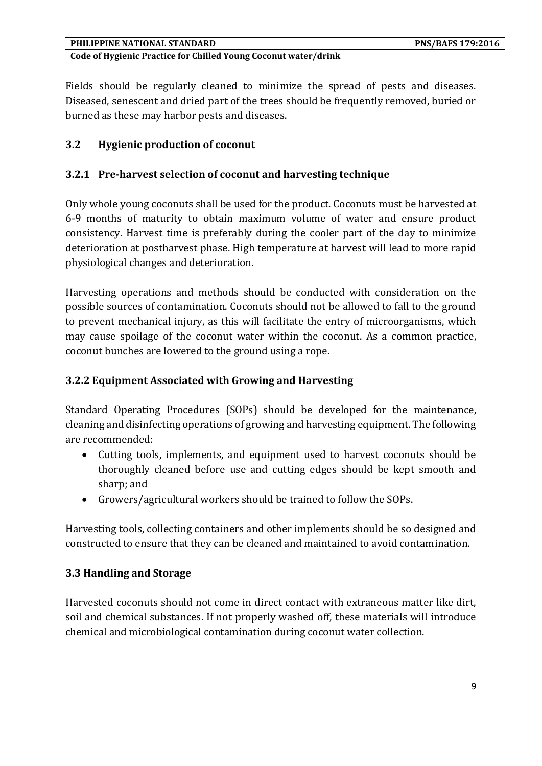Fields should be regularly cleaned to minimize the spread of pests and diseases. Diseased, senescent and dried part of the trees should be frequently removed, buried or burned as these may harbor pests and diseases.

## 3.2 Hygienic production of coconut

### 3.2.1 Pre-harvest selection of coconut and harvesting technique

Only whole young coconuts shall be used for the product. Coconuts must be harvested at 6-9 months of maturity to obtain maximum volume of water and ensure product consistency. Harvest time is preferably during the cooler part of the day to minimize deterioration at postharvest phase. High temperature at harvest will lead to more rapid physiological changes and deterioration.

Harvesting operations and methods should be conducted with consideration on the possible sources of contamination. Coconuts should not be allowed to fall to the ground to prevent mechanical injury, as this will facilitate the entry of microorganisms, which may cause spoilage of the coconut water within the coconut. As a common practice, coconut bunches are lowered to the ground using a rope.

### 3.2.2 Equipment Associated with Growing and Harvesting

Standard Operating Procedures (SOPs) should be developed for the maintenance, cleaning and disinfecting operations of growing and harvesting equipment. The following are recommended:

- Cutting tools, implements, and equipment used to harvest coconuts should be thoroughly cleaned before use and cutting edges should be kept smooth and sharp; and
- Growers/agricultural workers should be trained to follow the SOPs.

Harvesting tools, collecting containers and other implements should be so designed and constructed to ensure that they can be cleaned and maintained to avoid contamination.

## 3.3 Handling and Storage

Harvested coconuts should not come in direct contact with extraneous matter like dirt, soil and chemical substances. If not properly washed off, these materials will introduce chemical and microbiological contamination during coconut water collection.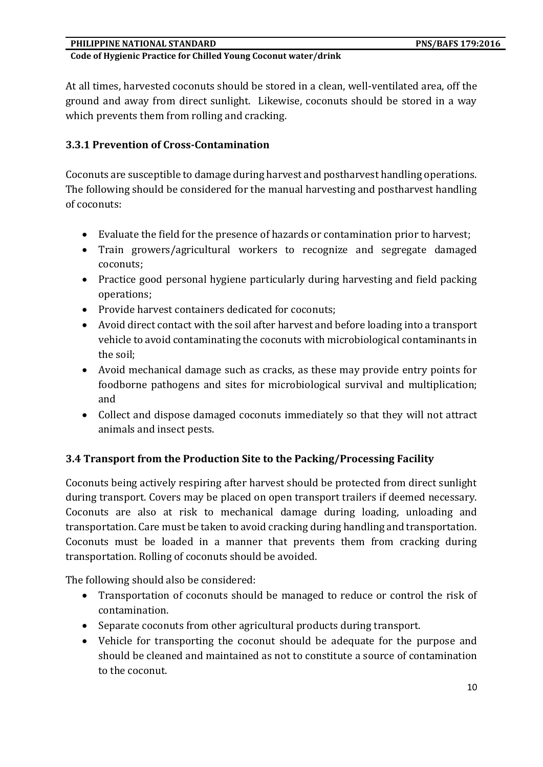At all times, harvested coconuts should be stored in a clean, well-ventilated area, off the ground and away from direct sunlight. Likewise, coconuts should be stored in a way which prevents them from rolling and cracking.

### 3.3.1 Prevention of Cross-Contamination

Coconuts are susceptible to damage during harvest and postharvest handling operations. The following should be considered for the manual harvesting and postharvest handling of coconuts:

- Evaluate the field for the presence of hazards or contamination prior to harvest;
- Train growers/agricultural workers to recognize and segregate damaged coconuts;
- Practice good personal hygiene particularly during harvesting and field packing operations;
- Provide harvest containers dedicated for coconuts;
- Avoid direct contact with the soil after harvest and before loading into a transport vehicle to avoid contaminating the coconuts with microbiological contaminants in the soil;
- Avoid mechanical damage such as cracks, as these may provide entry points for foodborne pathogens and sites for microbiological survival and multiplication; and
- Collect and dispose damaged coconuts immediately so that they will not attract animals and insect pests.

## 3.4 Transport from the Production Site to the Packing/Processing Facility

Coconuts being actively respiring after harvest should be protected from direct sunlight during transport. Covers may be placed on open transport trailers if deemed necessary. Coconuts are also at risk to mechanical damage during loading, unloading and transportation. Care must be taken to avoid cracking during handling and transportation. Coconuts must be loaded in a manner that prevents them from cracking during transportation. Rolling of coconuts should be avoided.

The following should also be considered:

- Transportation of coconuts should be managed to reduce or control the risk of contamination.
- Separate coconuts from other agricultural products during transport.
- Vehicle for transporting the coconut should be adequate for the purpose and should be cleaned and maintained as not to constitute a source of contamination to the coconut.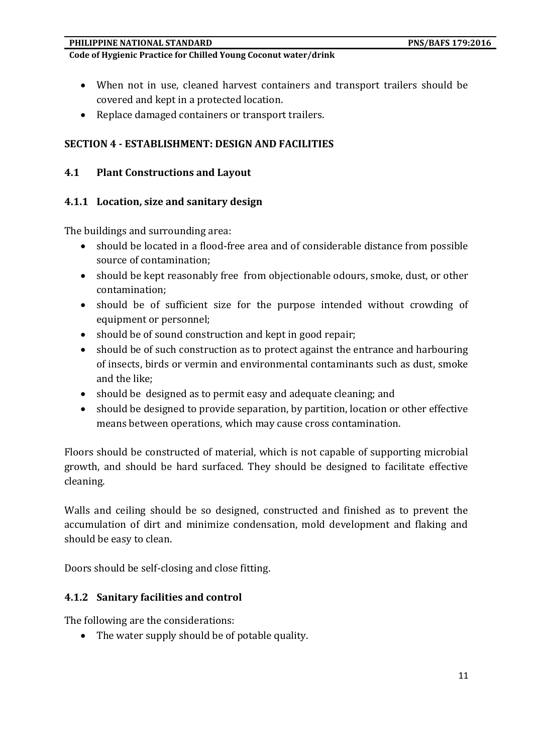- When not in use, cleaned harvest containers and transport trailers should be covered and kept in a protected location.
- Replace damaged containers or transport trailers.

## SECTION 4 - ESTABLISHMENT: DESIGN AND FACILITIES

### 4.1 Plant Constructions and Layout

#### 4.1.1 Location, size and sanitary design

The buildings and surrounding area:

- should be located in a flood-free area and of considerable distance from possible source of contamination;
- should be kept reasonably free from objectionable odours, smoke, dust, or other contamination;
- should be of sufficient size for the purpose intended without crowding of equipment or personnel;
- should be of sound construction and kept in good repair;
- should be of such construction as to protect against the entrance and harbouring of insects, birds or vermin and environmental contaminants such as dust, smoke and the like;
- should be designed as to permit easy and adequate cleaning; and
- should be designed to provide separation, by partition, location or other effective means between operations, which may cause cross contamination.

Floors should be constructed of material, which is not capable of supporting microbial growth, and should be hard surfaced. They should be designed to facilitate effective cleaning.

Walls and ceiling should be so designed, constructed and finished as to prevent the accumulation of dirt and minimize condensation, mold development and flaking and should be easy to clean.

Doors should be self-closing and close fitting.

#### 4.1.2 Sanitary facilities and control

The following are the considerations:

- The water supply should be of potable quality.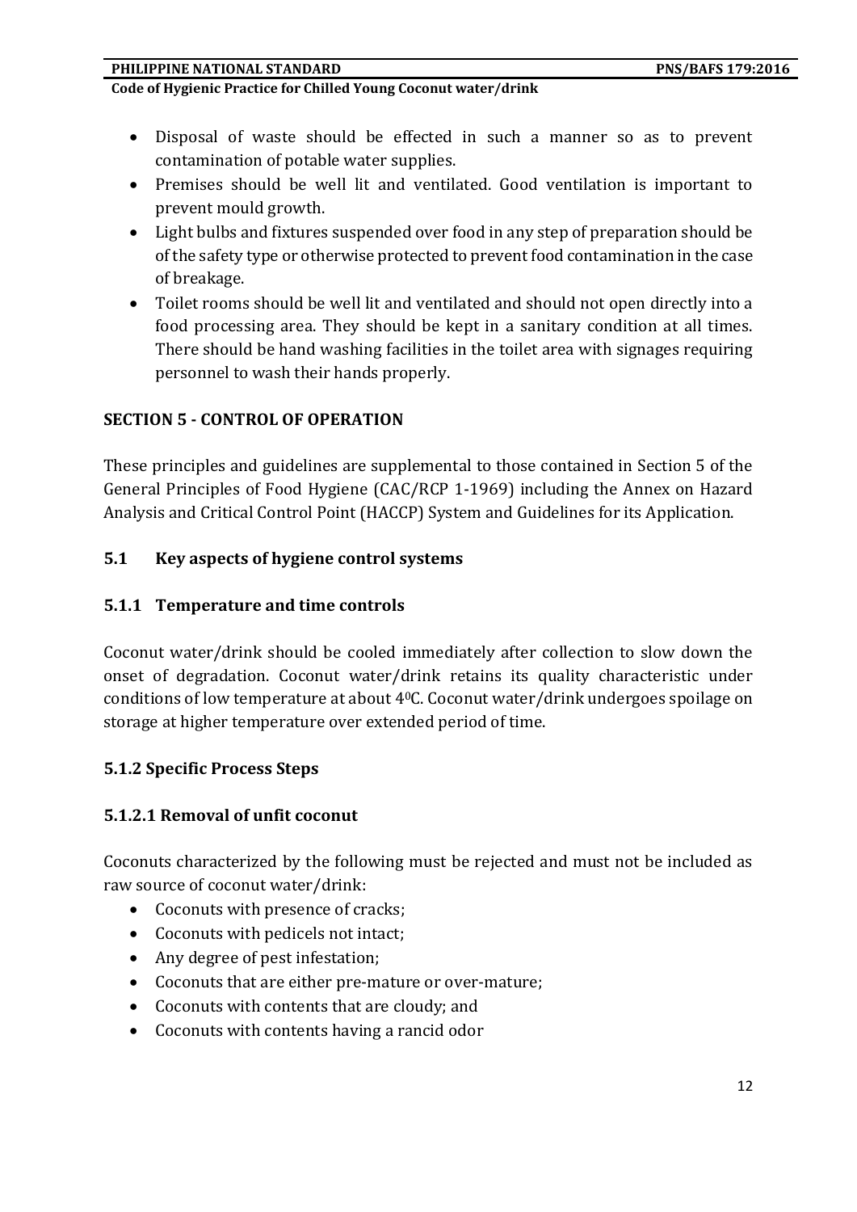- Disposal of waste should be effected in such a manner so as to prevent contamination of potable water supplies.
- Premises should be well lit and ventilated. Good ventilation is important to prevent mould growth.
- Light bulbs and fixtures suspended over food in any step of preparation should be of the safety type or otherwise protected to prevent food contamination in the case of breakage.
- Toilet rooms should be well lit and ventilated and should not open directly into a food processing area. They should be kept in a sanitary condition at all times. There should be hand washing facilities in the toilet area with signages requiring personnel to wash their hands properly.

## SECTION 5 - CONTROL OF OPERATION

These principles and guidelines are supplemental to those contained in Section 5 of the General Principles of Food Hygiene (CAC/RCP 1-1969) including the Annex on Hazard Analysis and Critical Control Point (HACCP) System and Guidelines for its Application.

### 5.1 Key aspects of hygiene control systems

#### 5.1.1 Temperature and time controls

Coconut water/drink should be cooled immediately after collection to slow down the onset of degradation. Coconut water/drink retains its quality characteristic under conditions of low temperature at about $4^0$C. Coconut water/drink undergoes spoilage on storage at higher temperature over extended period of time.

#### 5.1.2 Specific Process Steps

##### 5.1.2.1 Removal of unfit coconut

Coconuts characterized by the following must be rejected and must not be included as raw source of coconut water/drink:

- Coconuts with presence of cracks;
- Coconuts with pedicels not intact;
- Any degree of pest infestation;
- Coconuts that are either pre-mature or over-mature;
- Coconuts with contents that are cloudy; and
- Coconuts with contents having a rancid odor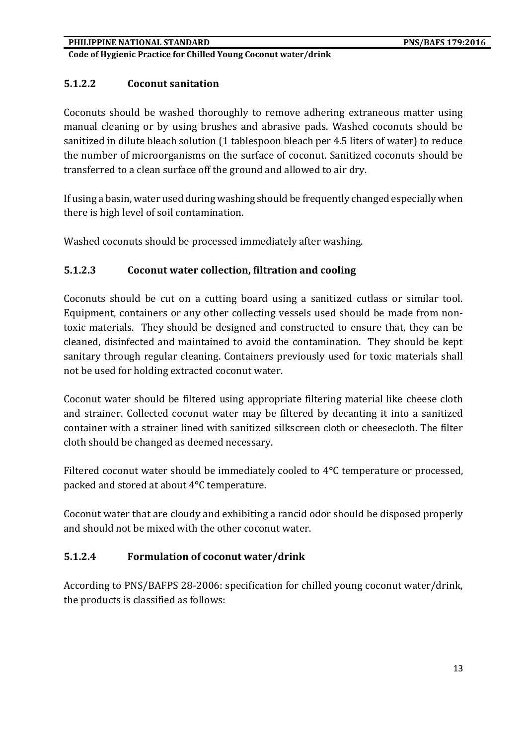#### 5.1.2.2 Coconut sanitation

Coconuts should be washed thoroughly to remove adhering extraneous matter using manual cleaning or by using brushes and abrasive pads. Washed coconuts should be sanitized in dilute bleach solution (1 tablespoon bleach per 4.5 liters of water) to reduce the number of microorganisms on the surface of coconut. Sanitized coconuts should be transferred to a clean surface off the ground and allowed to air dry.

If using a basin, water used during washing should be frequently changed especially when there is high level of soil contamination.

Washed coconuts should be processed immediately after washing.

#### 5.1.2.3 Coconut water collection, filtration and cooling

Coconuts should be cut on a cutting board using a sanitized cutlass or similar tool. Equipment, containers or any other collecting vessels used should be made from non-toxic materials. They should be designed and constructed to ensure that, they can be cleaned, disinfected and maintained to avoid the contamination. They should be kept sanitary through regular cleaning. Containers previously used for toxic materials shall not be used for holding extracted coconut water.

Coconut water should be filtered using appropriate filtering material like cheese cloth and strainer. Collected coconut water may be filtered by decanting it into a sanitized container with a strainer lined with sanitized silkscreen cloth or cheesecloth. The filter cloth should be changed as deemed necessary.

Filtered coconut water should be immediately cooled to 4°C temperature or processed, packed and stored at about 4°C temperature.

Coconut water that are cloudy and exhibiting a rancid odor should be disposed properly and should not be mixed with the other coconut water.

#### 5.1.2.4 Formulation of coconut water/drink

According to PNS/BAFPS 28-2006: specification for chilled young coconut water/drink, the products is classified as follows: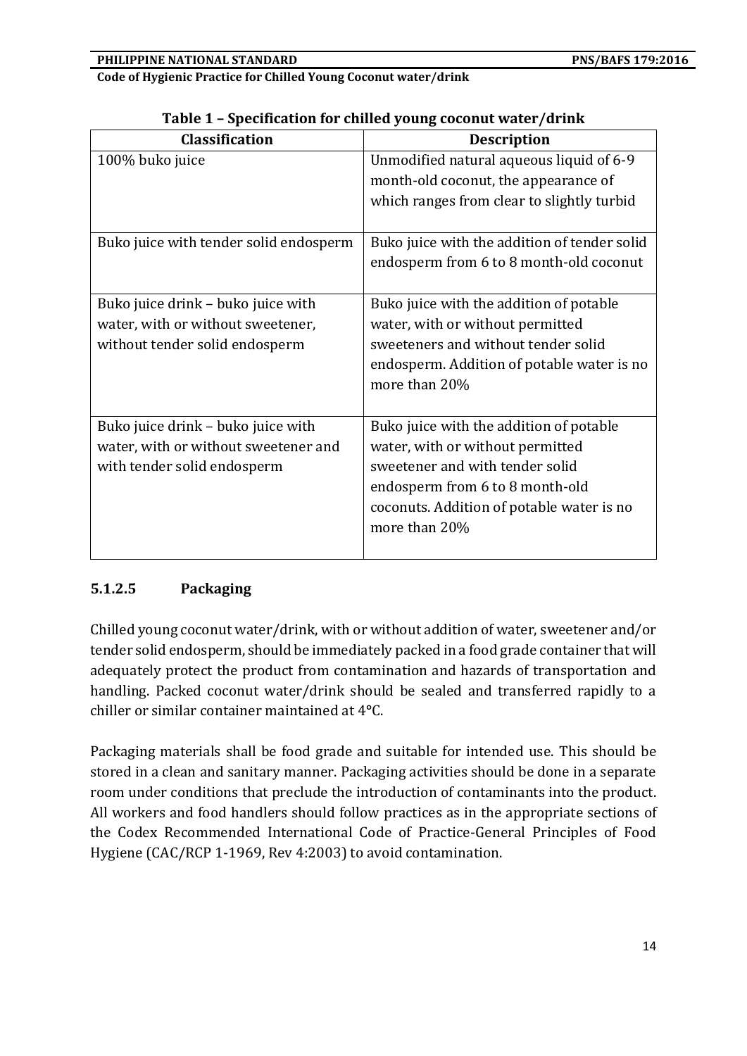**Table 1 – Specification for chilled young coconut water/drink**

| Classification | Description |
| --- | --- |
| 100% buko juice | Unmodified natural aqueous liquid of 6-9 month-old coconut, the appearance of which ranges from clear to slightly turbid |
| Buko juice with tender solid endosperm | Buko juice with the addition of tender solid endosperm from 6 to 8 month-old coconut |
| Buko juice drink – buko juice with water, with or without sweetener, without tender solid endosperm | Buko juice with the addition of potable water, with or without permitted sweeteners and without tender solid endosperm. Addition of potable water is no more than 20% |
| Buko juice drink – buko juice with water, with or without sweetener and with tender solid endosperm | Buko juice with the addition of potable water, with or without permitted sweetener and with tender solid endosperm from 6 to 8 month-old coconuts. Addition of potable water is no more than 20% |

#### 5.1.2.5 Packaging

Chilled young coconut water/drink, with or without addition of water, sweetener and/or tender solid endosperm, should be immediately packed in a food grade container that will adequately protect the product from contamination and hazards of transportation and handling. Packed coconut water/drink should be sealed and transferred rapidly to a chiller or similar container maintained at 4°C.

Packaging materials shall be food grade and suitable for intended use. This should be stored in a clean and sanitary manner. Packaging activities should be done in a separate room under conditions that preclude the introduction of contaminants into the product. All workers and food handlers should follow practices as in the appropriate sections of the Codex Recommended International Code of Practice-General Principles of Food Hygiene (CAC/RCP 1-1969, Rev 4:2003) to avoid contamination.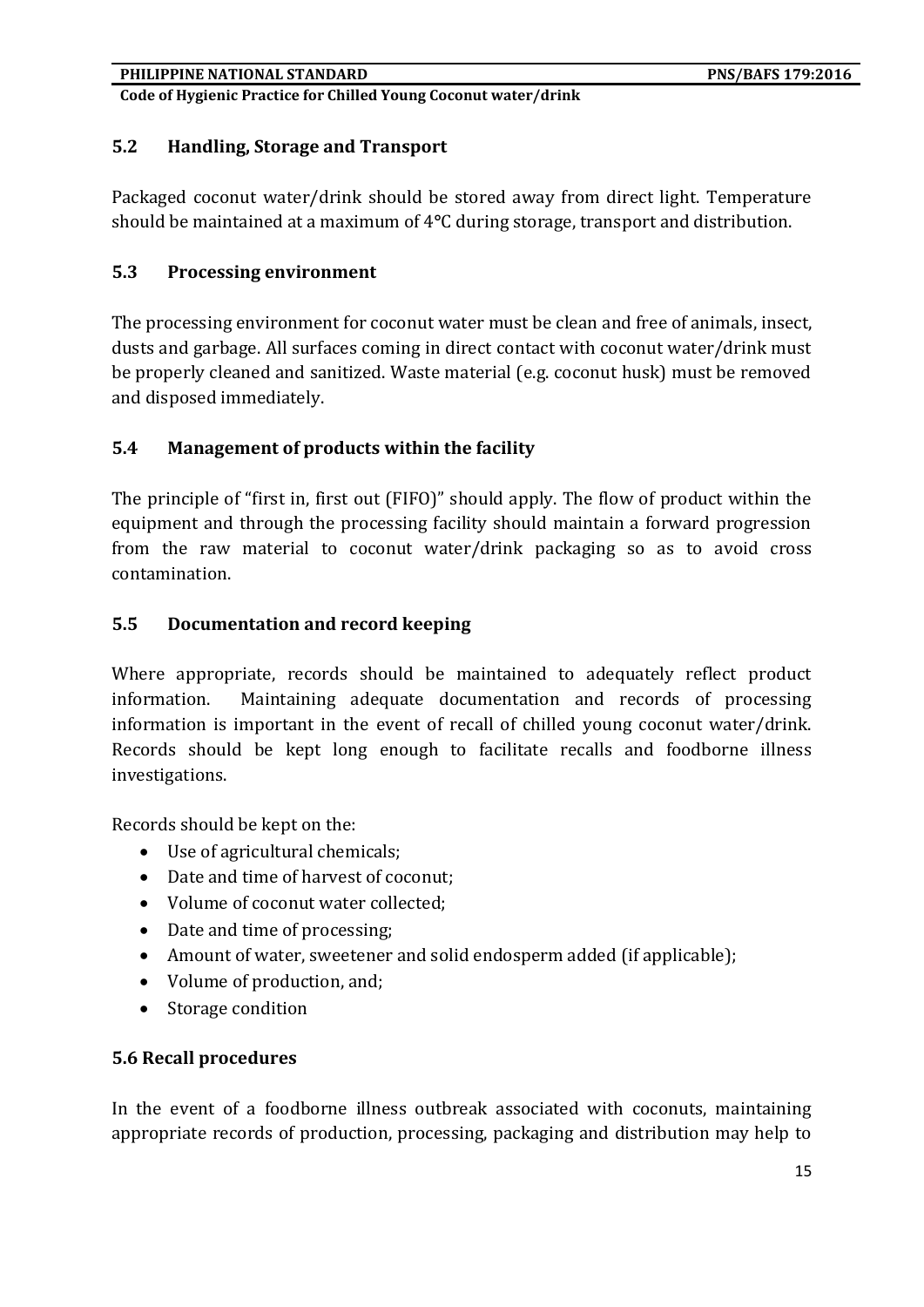## 5.2 Handling, Storage and Transport

Packaged coconut water/drink should be stored away from direct light. Temperature should be maintained at a maximum of 4°C during storage, transport and distribution.

## 5.3 Processing environment

The processing environment for coconut water must be clean and free of animals, insect, dusts and garbage. All surfaces coming in direct contact with coconut water/drink must be properly cleaned and sanitized. Waste material (e.g. coconut husk) must be removed and disposed immediately.

## 5.4 Management of products within the facility

The principle of "first in, first out (FIFO)" should apply. The flow of product within the equipment and through the processing facility should maintain a forward progression from the raw material to coconut water/drink packaging so as to avoid cross contamination.

## 5.5 Documentation and record keeping

Where appropriate, records should be maintained to adequately reflect product information. Maintaining adequate documentation and records of processing information is important in the event of recall of chilled young coconut water/drink. Records should be kept long enough to facilitate recalls and foodborne illness investigations.

Records should be kept on the:

- Use of agricultural chemicals;
- Date and time of harvest of coconut;
- Volume of coconut water collected;
- Date and time of processing;
- Amount of water, sweetener and solid endosperm added (if applicable);
- Volume of production, and;
- Storage condition

## 5.6 Recall procedures

In the event of a foodborne illness outbreak associated with coconuts, maintaining appropriate records of production, processing, packaging and distribution may help to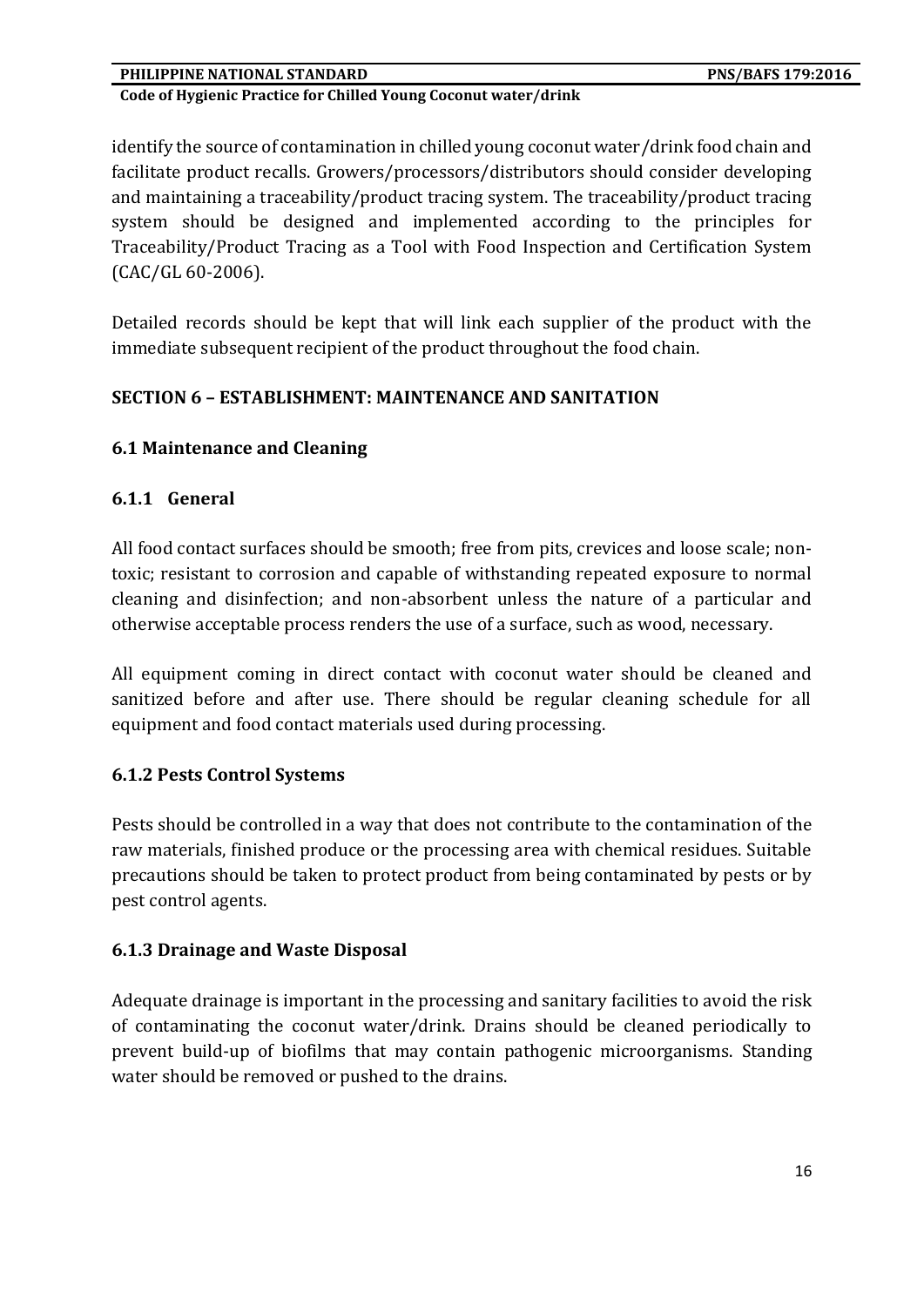identify the source of contamination in chilled young coconut water/drink food chain and facilitate product recalls. Growers/processors/distributors should consider developing and maintaining a traceability/product tracing system. The traceability/product tracing system should be designed and implemented according to the principles for Traceability/Product Tracing as a Tool with Food Inspection and Certification System (CAC/GL 60-2006).

Detailed records should be kept that will link each supplier of the product with the immediate subsequent recipient of the product throughout the food chain.

## SECTION 6 – ESTABLISHMENT: MAINTENANCE AND SANITATION

### 6.1 Maintenance and Cleaning

#### 6.1.1 General

All food contact surfaces should be smooth; free from pits, crevices and loose scale; non-toxic; resistant to corrosion and capable of withstanding repeated exposure to normal cleaning and disinfection; and non-absorbent unless the nature of a particular and otherwise acceptable process renders the use of a surface, such as wood, necessary.

All equipment coming in direct contact with coconut water should be cleaned and sanitized before and after use. There should be regular cleaning schedule for all equipment and food contact materials used during processing.

#### 6.1.2 Pests Control Systems

Pests should be controlled in a way that does not contribute to the contamination of the raw materials, finished produce or the processing area with chemical residues. Suitable precautions should be taken to protect product from being contaminated by pests or by pest control agents.

#### 6.1.3 Drainage and Waste Disposal

Adequate drainage is important in the processing and sanitary facilities to avoid the risk of contaminating the coconut water/drink. Drains should be cleaned periodically to prevent build-up of biofilms that may contain pathogenic microorganisms. Standing water should be removed or pushed to the drains.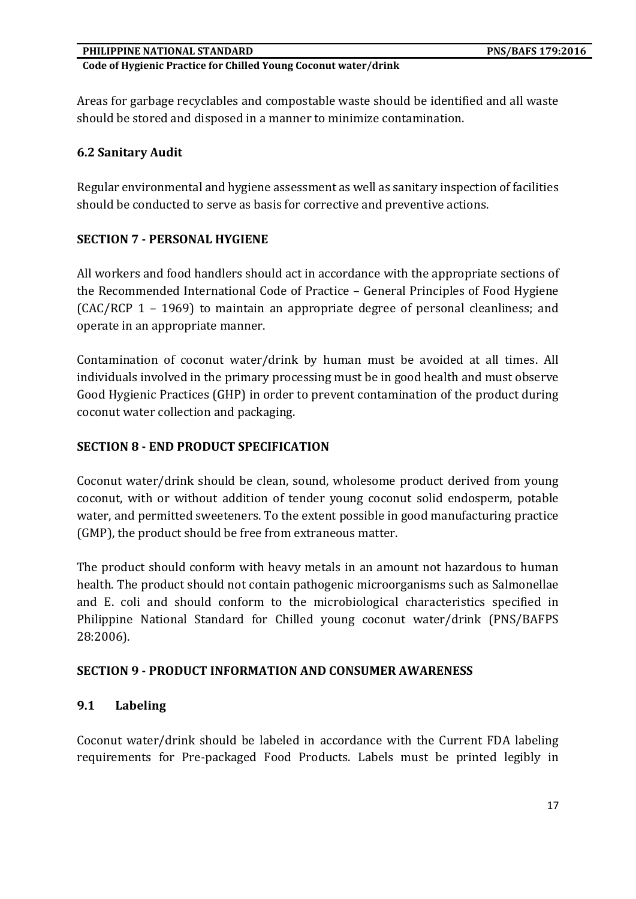Areas for garbage recyclables and compostable waste should be identified and all waste should be stored and disposed in a manner to minimize contamination.

### 6.2 Sanitary Audit

Regular environmental and hygiene assessment as well as sanitary inspection of facilities should be conducted to serve as basis for corrective and preventive actions.

## SECTION 7 - PERSONAL HYGIENE

All workers and food handlers should act in accordance with the appropriate sections of the Recommended International Code of Practice – General Principles of Food Hygiene (CAC/RCP 1 – 1969) to maintain an appropriate degree of personal cleanliness; and operate in an appropriate manner.

Contamination of coconut water/drink by human must be avoided at all times. All individuals involved in the primary processing must be in good health and must observe Good Hygienic Practices (GHP) in order to prevent contamination of the product during coconut water collection and packaging.

## SECTION 8 - END PRODUCT SPECIFICATION

Coconut water/drink should be clean, sound, wholesome product derived from young coconut, with or without addition of tender young coconut solid endosperm, potable water, and permitted sweeteners. To the extent possible in good manufacturing practice (GMP), the product should be free from extraneous matter.

The product should conform with heavy metals in an amount not hazardous to human health. The product should not contain pathogenic microorganisms such as Salmonellae and E. coli and should conform to the microbiological characteristics specified in Philippine National Standard for Chilled young coconut water/drink (PNS/BAFPS 28:2006).

## SECTION 9 - PRODUCT INFORMATION AND CONSUMER AWARENESS

### 9.1 Labeling

Coconut water/drink should be labeled in accordance with the Current FDA labeling requirements for Pre-packaged Food Products. Labels must be printed legibly in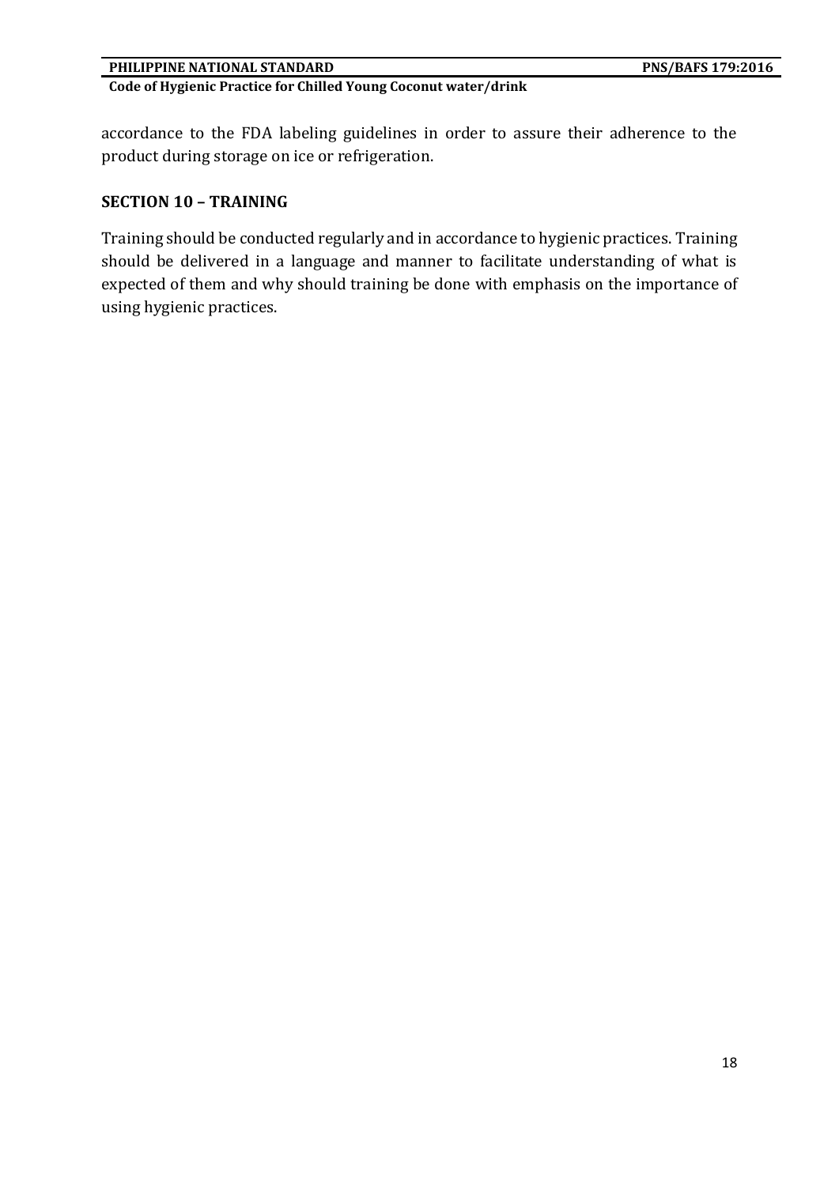accordance to the FDA labeling guidelines in order to assure their adherence to the product during storage on ice or refrigeration.

## SECTION 10 – TRAINING

Training should be conducted regularly and in accordance to hygienic practices. Training should be delivered in a language and manner to facilitate understanding of what is expected of them and why should training be done with emphasis on the importance of using hygienic practices.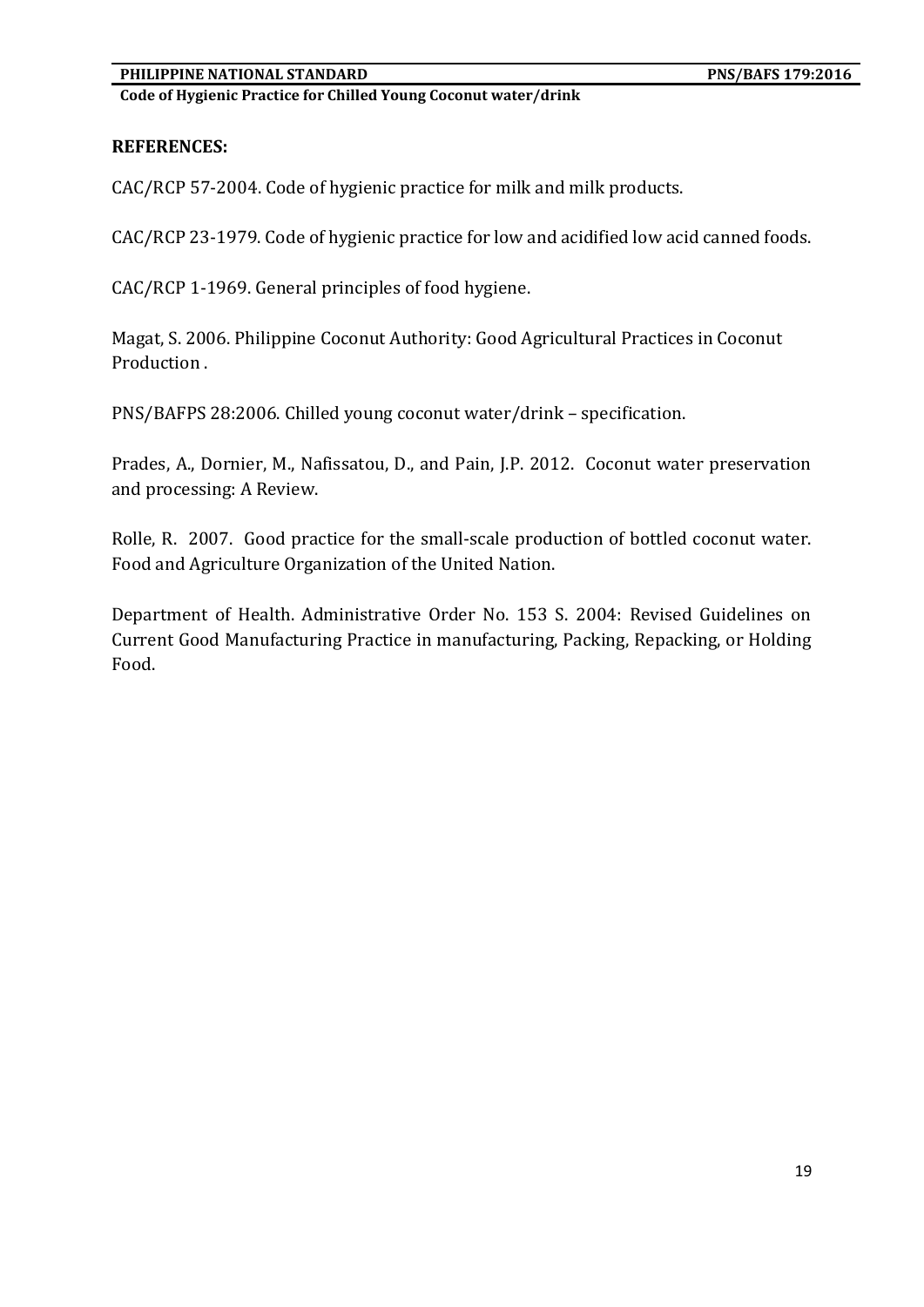**REFERENCES:**

CAC/RCP 57-2004. Code of hygienic practice for milk and milk products.

CAC/RCP 23-1979. Code of hygienic practice for low and acidified low acid canned foods.

CAC/RCP 1-1969. General principles of food hygiene.

Magat, S. 2006. Philippine Coconut Authority: Good Agricultural Practices in Coconut Production .

PNS/BAFPS 28:2006. Chilled young coconut water/drink – specification.

Prades, A., Dornier, M., Nafissatou, D., and Pain, J.P. 2012. Coconut water preservation and processing: A Review.

Rolle, R. 2007. Good practice for the small-scale production of bottled coconut water. Food and Agriculture Organization of the United Nation.

Department of Health. Administrative Order No. 153 S. 2004: Revised Guidelines on Current Good Manufacturing Practice in manufacturing, Packing, Repacking, or Holding Food.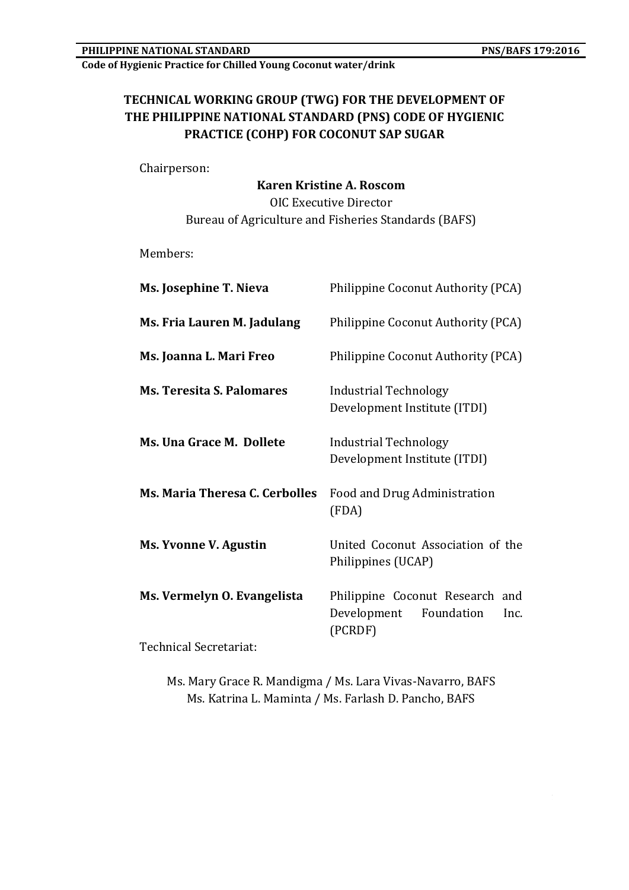## TECHNICAL WORKING GROUP (TWG) FOR THE DEVELOPMENT OF THE PHILIPPINE NATIONAL STANDARD (PNS) CODE OF HYGIENIC PRACTICE (COHP) FOR COCONUT SAP SUGAR

Chairperson:

**Karen Kristine A. Roscom**
OIC Executive Director
Bureau of Agriculture and Fisheries Standards (BAFS)

Members:

| | |
|---|---|
| **Ms. Josephine T. Nieva** | Philippine Coconut Authority (PCA) |
| **Ms. Fria Lauren M. Jadulang** | Philippine Coconut Authority (PCA) |
| **Ms. Joanna L. Mari Freo** | Philippine Coconut Authority (PCA) |
| **Ms. Teresita S. Palomares** | Industrial Technology Development Institute (ITDI) |
| **Ms. Una Grace M. Dollete** | Industrial Technology Development Institute (ITDI) |
| **Ms. Maria Theresa C. Cerbolles** | Food and Drug Administration (FDA) |
| **Ms. Yvonne V. Agustin** | United Coconut Association of the Philippines (UCAP) |
| **Ms. Vermelyn O. Evangelista** | Philippine Coconut Research and Development Foundation Inc. (PCRDF) |

Technical Secretariat:

Ms. Mary Grace R. Mandigma / Ms. Lara Vivas-Navarro, BAFS
Ms. Katrina L. Maminta / Ms. Farlash D. Pancho, BAFS